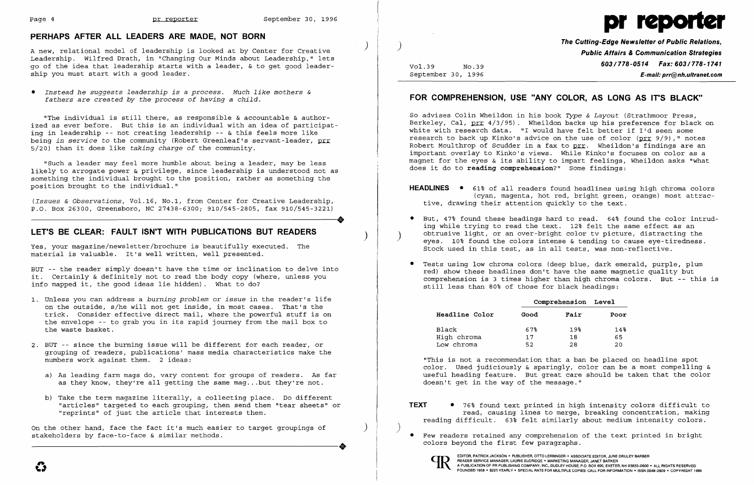## PERHAPS AFTER ALL LEADERS ARE MADE, NOT BORN

A new, relational model of leadership is looked at by Center for Creative Leadership. Wilfred Drath, in "Changing Our Minds about Leadership," lets go of the idea that leadership starts with a leader, & to get good leadership you must start with a good leader.

- *Instead he suggests leadership is a process. Much like mothers & fathers are created by the process of having a child.*

"The individual is still there, as responsible & accountable & authorized as ever before. But this is an individual with an idea of participating in leadership -- not creating leadership -- & this feels more like being *in service to* the community (Robert Greenleaf's servant-leader, prr 5/20) than it does like *taking charge of* the community.

"Such a leader may feel more humble about being a leader, may be less likely to arrogate power & privilege, since leadership is understood not as something the individual brought to the position, rather as something the position brought to the individual."

(*Issues & Observations*, Vol.16, No.1, from Center for Creative Leadership, P.O. Box 26300, Greensboro, NC 27438-6300; 910/545-2805, fax 910/545-3221)

## LET'S BE CLEAR: FAULT ISN'T WITH PUBLICATIONS BUT READERS

Yes, your magazine/newsletter/brochure is beautifully executed. The material is valuable. It's well written, well presented.

BUT -- the reader simply doesn't have the time or inclination to delve into it. Certainly & definitely not to read the body copy (where, unless you info mapped it, the good ideas lie hidden). What to do?

1. Unless you can address a *burning problem or issue* in the reader's life on the outside, s/he will not get inside, in most cases. That's the trick. Consider effective direct mail, where the powerful stuff is on the envelope -- to grab you in its rapid journey from the mail box to the waste basket.

2. BUT -- since the burning issue will be different for each reader, or grouping of readers, publications' mass media characteristics make the numbers work against them. 2 ideas:

   a) As leading farm mags do, vary content for groups of readers. As far as they know, they're all getting the same mag...but they're not.

   b) Take the term magazine literally, a collecting place. Do different "articles" targeted to each grouping, then send them "tear sheets" or "reprints" of just the article that interests them.

On the other hand, face the fact it's much easier to target groupings of stakeholders by face-to-face & similar methods.

# pr reporter

**The Cutting-Edge Newsletter of Public Relations, Public Affairs & Communication Strategies**
**603/778-0514 Fax: 603/778-1741**
**E-mail: prr@nh.ultranet.com**

Vol.39 No.39
September 30, 1996

## FOR COMPREHENSION, USE "ANY COLOR, AS LONG AS IT'S BLACK"

So advises Colin Wheildon in his book *Type & Layout* (Strathmoor Press, Berkeley, Cal, prr 4/3/95). Wheildon backs up his preference for black on white with research data. "I would have felt better if I'd seen some research to back up Kinko's advice on the use of color (prr 9/9)," notes Robert Moulthrop of Scudder in a fax to prr. Wheildon's findings are an important overlay to Kinko's views. While Kinko's focuses on color as a magnet for the eyes & its ability to impart feelings, Wheildon asks "what does it do to **reading comprehension**?" Some findings:

**HEADLINES**

- 61% of all readers found headlines using high chroma colors (cyan, magenta, hot red, bright green, orange) most attractive, drawing their attention quickly to the text.

- But, 47% found these headings hard to read. 64% found the color intruding while trying to read the text. 12% felt the same effect as an obtrusive light, or an over-bright color tv picture, distracting the eyes. 10% found the colors intense & tending to cause eye-tiredness. Stock used in this test, as in all tests, was non-reflective.

- Tests using low chroma colors (deep blue, dark emerald, purple, plum red) show these headlines don't have the same magnetic quality but comprehension is 3 times higher than high chroma colors. But -- this is still less than 80% of those for black headings:

| Headline Color | Comprehension Level | | |
|---|---|---|---|
| | Good | Fair | Poor |
| Black | 67% | 19% | 14% |
| High chroma | 17 | 18 | 65 |
| Low chroma | 52 | 28 | 20 |

"This is not a recommendation that a ban be placed on headline spot color. Used judiciously & sparingly, color can be a most compelling & useful heading feature. But great care should be taken that the color doesn't get in the way of the message."

**TEXT**

- 76% found text printed in high intensity colors difficult to read, causing lines to merge, breaking concentration, making reading difficult. 63% felt similarly about medium intensity colors.

- Few readers retained any comprehension of the text printed in bright colors beyond the first few paragraphs.

EDITOR, PATRICK JACKSON • PUBLISHER, OTTO LERBINGER • ASSOCIATE EDITOR, JUNE DRULEY BARBER
READER SERVICE MANAGER, LAURIE ELDRIDGE • MARKETING MANAGER, JANET BARKER
A PUBLICATION OF PR PUBLISHING COMPANY, INC., DUDLEY HOUSE, P.O. BOX 600, EXETER, NH 03833-0600 • ALL RIGHTS RESERVED
FOUNDED 1958 • $225 YEARLY • SPECIAL RATE FOR MULTIPLE COPIES: CALL FOR INFORMATION • ISSN 0048-2609 • COPYRIGHT 1996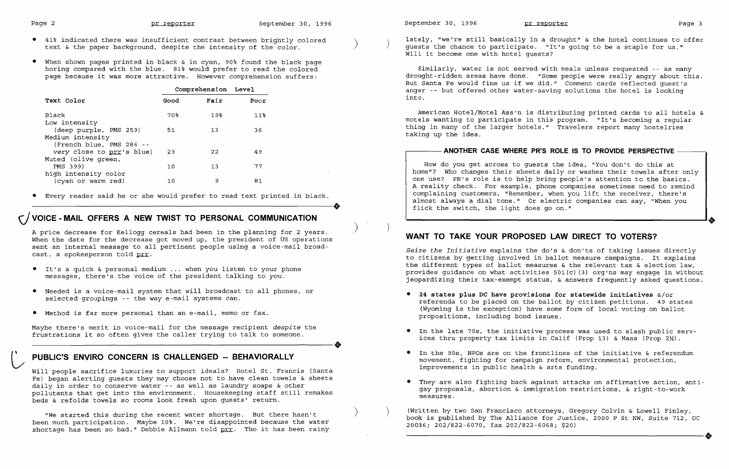- 41% indicated there was insufficient contrast between brightly colored text & the paper background, despite the intensity of the color.

- When shown pages printed in black & in cyan, 90% found the black page boring compared with the blue. 81% would prefer to read the colored page because it was more attractive. However comprehension suffers:

| | Comprehension Level | | |
|---|---|---|---|
| **Text Color** | **Good** | **Fair** | **Poor** |
| Black | 70% | 19% | 11% |
| Low intensity (deep purple, PMS 259) | 51 | 13 | 36 |
| Medium intensity (French blue, PMS 286 -- *very* close to prr's blue) | 29 | 22 | 49 |
| Muted (olive green, PMS 399) | 10 | 13 | 77 |
| high intensity color (cyan or warm red) | 10 | 9 | 81 |

- Every reader said he or she would prefer to read text printed in black.

## VOICE-MAIL OFFERS A NEW TWIST TO PERSONAL COMMUNICATION

A price decrease for Kellogg cereals had been in the planning for 2 years. When the date for the decrease got moved up, the president of US operations sent an internal message to all pertinent people using a voice-mail broadcast, a spokesperson told prr.

- It's a quick & personal medium ... when you listen to your phone messages, there's the voice of the president talking to *you*.

- Needed is a voice-mail system that will broadcast to all phones, or selected groupings -- the way e-mail systems can.

- Method is far more personal than an e-mail, memo or fax.

Maybe there's merit in voice-mail for the message recipient *despite* the frustrations it so often gives the caller trying to talk to someone.

## PUBLIC'S ENVIRO CONCERN IS CHALLENGED -- BEHAVIORALLY

Will people sacrifice luxuries to support ideals? Hotel St. Francis (Santa Fe) began alerting guests they may choose not to have clean towels & sheets daily in order to conserve water -- as well as laundry soaps & other pollutants that get into the environment. Housekeeping staff still remakes beds & refolds towels so rooms look fresh upon guests' return.

"We started this during the recent water shortage. But there hasn't been much participation. Maybe 10%. We're disappointed because the water shortage has been so bad," Debbie Allmann told prr. Tho it has been rainy lately, "we're still basically in a drought" & the hotel continues to offer guests the chance to participate. "It's going to be a staple for us." Will it become one with hotel guests?

Similarly, water is not served with meals unless requested -- as many drought-ridden areas have done. "Some people were really angry about this. But Santa Fe would fine us if we did." Comment cards reflected guest's anger -- but offered other water-saving solutions the hotel is looking into.

American Hotel/Motel Ass'n is distributing printed cards to all hotels & motels wanting to participate in this program. "It's becoming a regular thing in many of the larger hotels." Travelers report many hostelries taking up the idea.

### ANOTHER CASE WHERE PR'S ROLE IS TO PROVIDE PERSPECTIVE

How do you get across to guests the idea, "You don't do this at home"? Who changes their sheets daily or washes their towels after only one use? PR's role is to help bring people's attention to the basics. A reality check. For example, phone companies sometimes need to remind complaining customers, "Remember, when you lift the receiver, there's almost always a dial tone." Or electric companies can say, "When you flick the switch, the light does go on."

## WANT TO TAKE YOUR PROPOSED LAW DIRECT TO VOTERS?

*Seize the Initiative* explains the do's & don'ts of taking issues directly to citizens by getting involved in ballot measure campaigns. It explains the different types of ballot measures & the relevant tax & election law, provides guidance on what activities 501(c)(3) org'ns may engage in without jeopardizing their tax-exempt status, & answers frequently asked questions.

- **24 states plus DC have provisions for statewide initiatives** &/or referenda to be placed on the ballot by citizen petitions. 49 states (Wyoming is the exception) have some form of local voting on ballot propositions, including bond issues.

- In the late 70s, the initiative process was used to slash public services thru property tax limits in Calif (Prop 13) & Mass (Prop 2½).

- In the 90s, NPOs are on the frontlines of the initiative & referendum movement, fighting for campaign reform, environmental protection, improvements in public health & arts funding.

- They are also fighting back against attacks on affirmative action, anti-gay proposals, abortion & immigration restrictions, & right-to-work measures.

(Written by two San Francisco attorneys, Gregory Colvin & Lowell Finley, book is published by The Alliance for Justice, 2000 P St NW, Suite 712, DC 20036; 202/822-6070, fax 202/822-6068; $20)